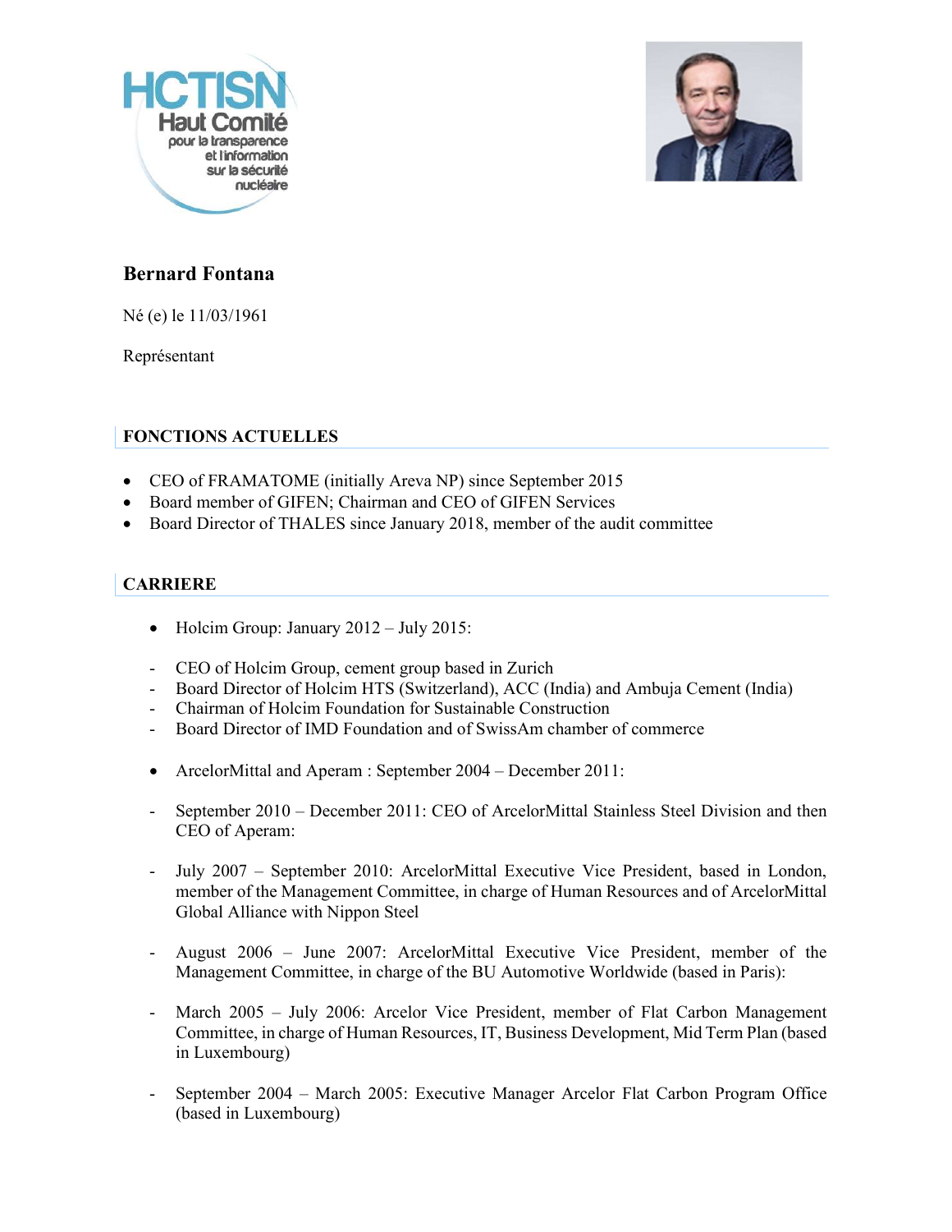HCTISN
Haut Comité pour la transparence et l'information sur la sécurité nucléaire

# Bernard Fontana

Né (e) le 11/03/1961

Représentant

## FONCTIONS ACTUELLES

- CEO of FRAMATOME (initially Areva NP) since September 2015
- Board member of GIFEN; Chairman and CEO of GIFEN Services
- Board Director of THALES since January 2018, member of the audit committee

## CARRIERE

- Holcim Group: January 2012 – July 2015:

- CEO of Holcim Group, cement group based in Zurich
- Board Director of Holcim HTS (Switzerland), ACC (India) and Ambuja Cement (India)
- Chairman of Holcim Foundation for Sustainable Construction
- Board Director of IMD Foundation and of SwissAm chamber of commerce

- ArcelorMittal and Aperam : September 2004 – December 2011:

- September 2010 – December 2011: CEO of ArcelorMittal Stainless Steel Division and then CEO of Aperam:
- July 2007 – September 2010: ArcelorMittal Executive Vice President, based in London, member of the Management Committee, in charge of Human Resources and of ArcelorMittal Global Alliance with Nippon Steel
- August 2006 – June 2007: ArcelorMittal Executive Vice President, member of the Management Committee, in charge of the BU Automotive Worldwide (based in Paris):
- March 2005 – July 2006: Arcelor Vice President, member of Flat Carbon Management Committee, in charge of Human Resources, IT, Business Development, Mid Term Plan (based in Luxembourg)
- September 2004 – March 2005: Executive Manager Arcelor Flat Carbon Program Office (based in Luxembourg)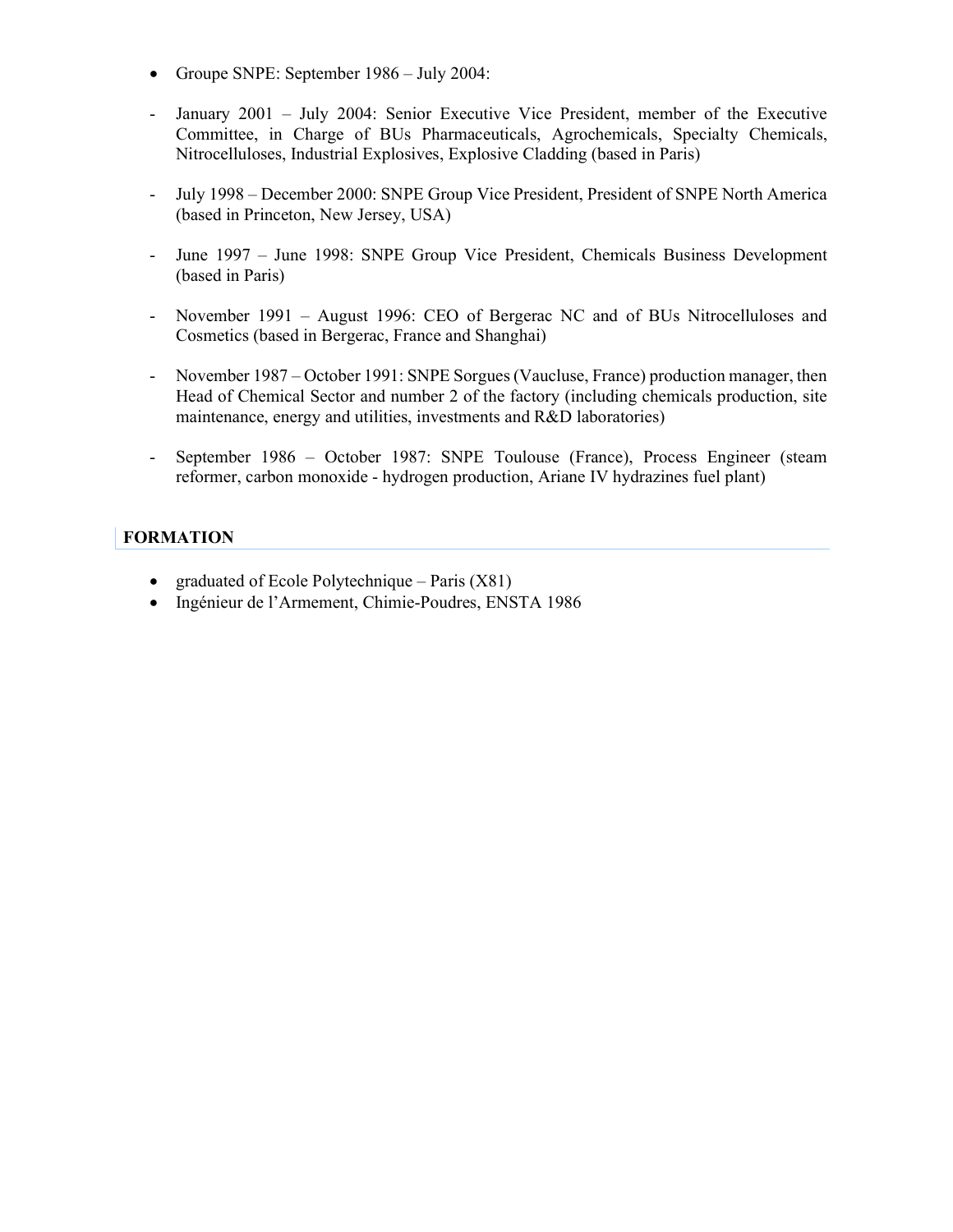- Groupe SNPE: September 1986 – July 2004:

- January 2001 – July 2004: Senior Executive Vice President, member of the Executive Committee, in Charge of BUs Pharmaceuticals, Agrochemicals, Specialty Chemicals, Nitrocelluloses, Industrial Explosives, Explosive Cladding (based in Paris)

- July 1998 – December 2000: SNPE Group Vice President, President of SNPE North America (based in Princeton, New Jersey, USA)

- June 1997 – June 1998: SNPE Group Vice President, Chemicals Business Development (based in Paris)

- November 1991 – August 1996: CEO of Bergerac NC and of BUs Nitrocelluloses and Cosmetics (based in Bergerac, France and Shanghai)

- November 1987 – October 1991: SNPE Sorgues (Vaucluse, France) production manager, then Head of Chemical Sector and number 2 of the factory (including chemicals production, site maintenance, energy and utilities, investments and R&D laboratories)

- September 1986 – October 1987: SNPE Toulouse (France), Process Engineer (steam reformer, carbon monoxide - hydrogen production, Ariane IV hydrazines fuel plant)

## FORMATION

- graduated of Ecole Polytechnique – Paris (X81)
- Ingénieur de l'Armement, Chimie-Poudres, ENSTA 1986